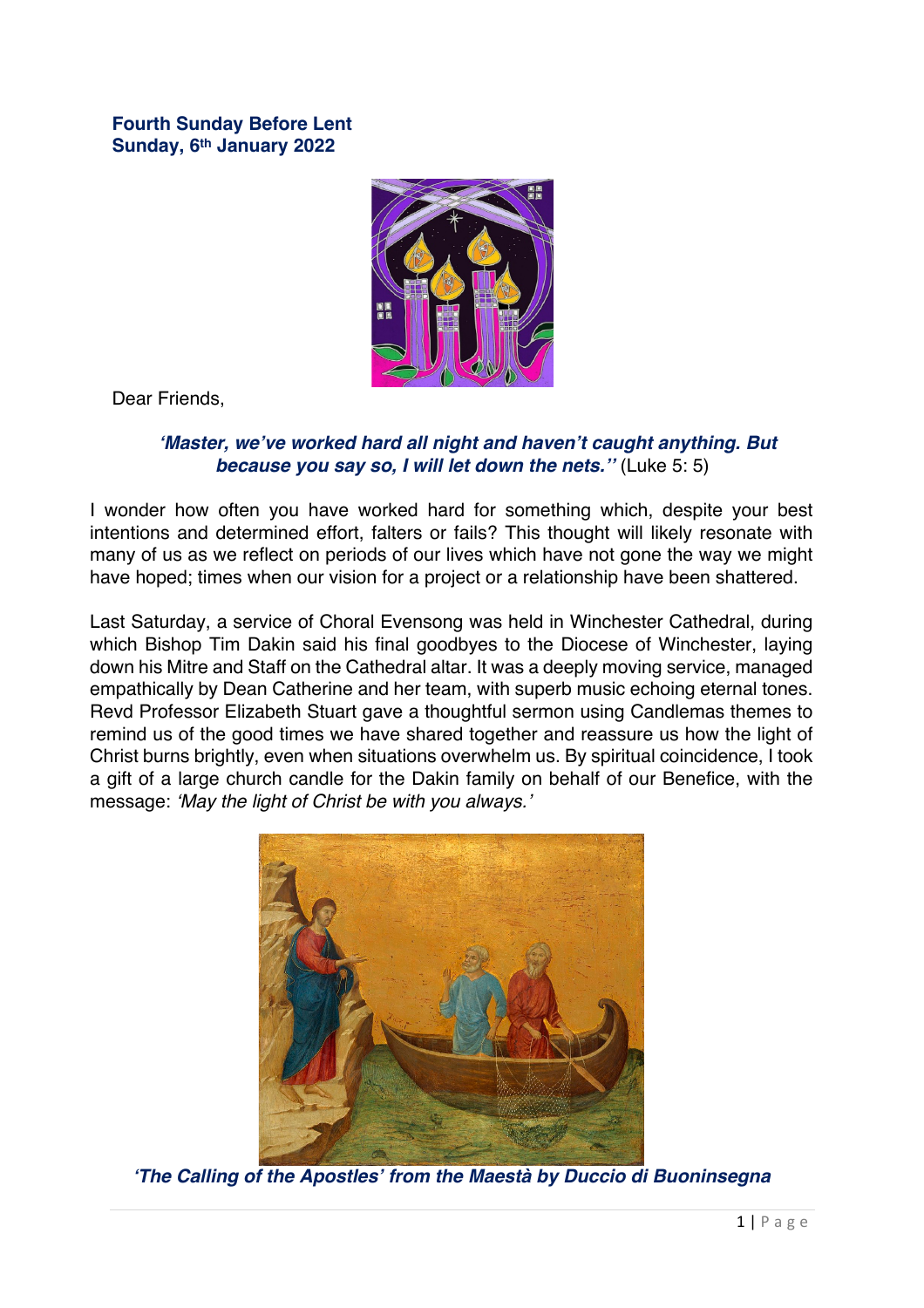**Fourth Sunday Before Lent**
**Sunday, 6th January 2022**

Dear Friends,

***'Master, we've worked hard all night and haven't caught anything. But because you say so, I will let down the nets.''*** (Luke 5: 5)

I wonder how often you have worked hard for something which, despite your best intentions and determined effort, falters or fails? This thought will likely resonate with many of us as we reflect on periods of our lives which have not gone the way we might have hoped; times when our vision for a project or a relationship have been shattered.

Last Saturday, a service of Choral Evensong was held in Winchester Cathedral, during which Bishop Tim Dakin said his final goodbyes to the Diocese of Winchester, laying down his Mitre and Staff on the Cathedral altar. It was a deeply moving service, managed empathically by Dean Catherine and her team, with superb music echoing eternal tones. Revd Professor Elizabeth Stuart gave a thoughtful sermon using Candlemas themes to remind us of the good times we have shared together and reassure us how the light of Christ burns brightly, even when situations overwhelm us. By spiritual coincidence, I took a gift of a large church candle for the Dakin family on behalf of our Benefice, with the message: *'May the light of Christ be with you always.'*

***'The Calling of the Apostles' from the Maestà by Duccio di Buoninsegna***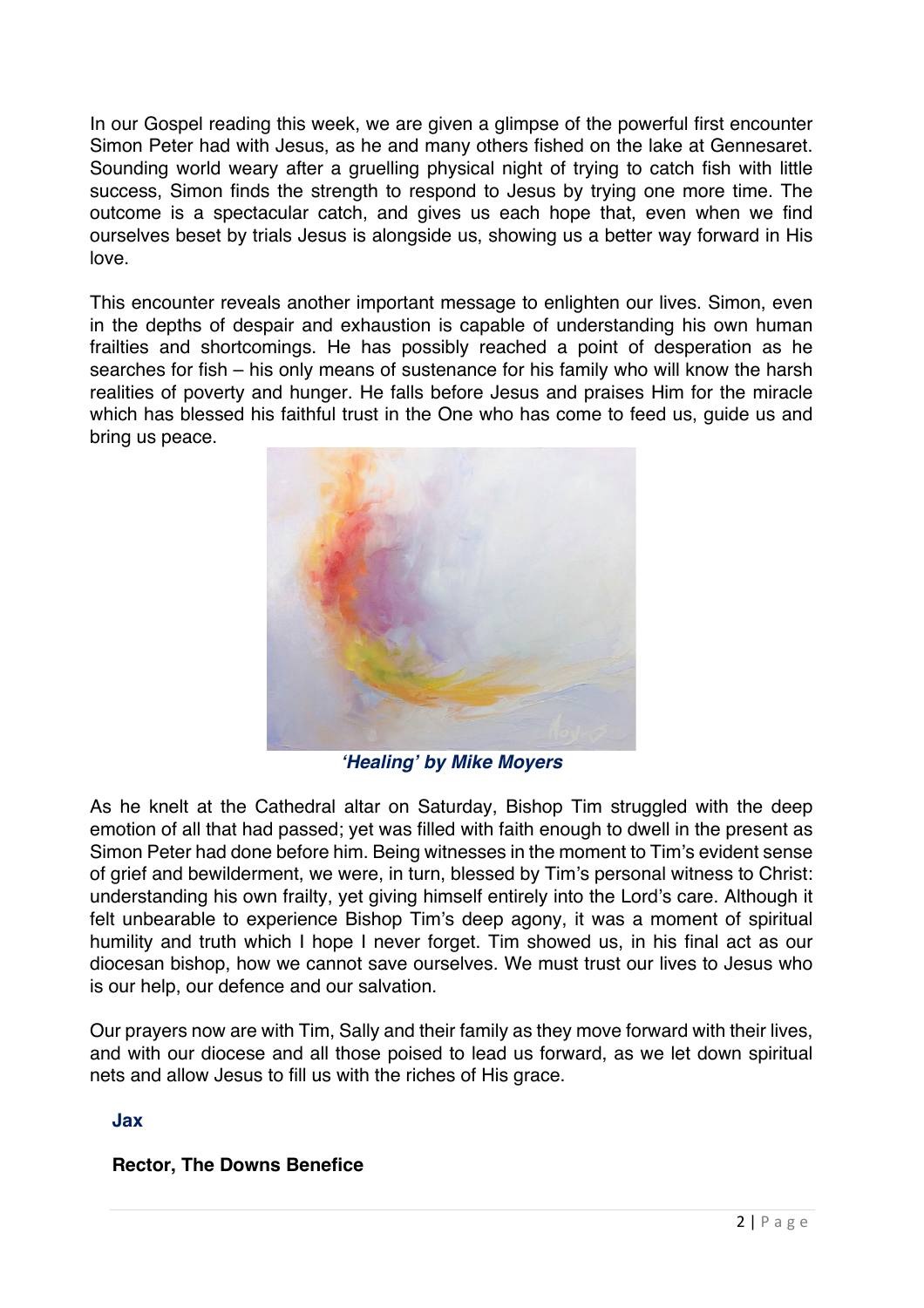In our Gospel reading this week, we are given a glimpse of the powerful first encounter Simon Peter had with Jesus, as he and many others fished on the lake at Gennesaret. Sounding world weary after a gruelling physical night of trying to catch fish with little success, Simon finds the strength to respond to Jesus by trying one more time. The outcome is a spectacular catch, and gives us each hope that, even when we find ourselves beset by trials Jesus is alongside us, showing us a better way forward in His love.

This encounter reveals another important message to enlighten our lives. Simon, even in the depths of despair and exhaustion is capable of understanding his own human frailties and shortcomings. He has possibly reached a point of desperation as he searches for fish – his only means of sustenance for his family who will know the harsh realities of poverty and hunger. He falls before Jesus and praises Him for the miracle which has blessed his faithful trust in the One who has come to feed us, guide us and bring us peace.

***'Healing' by Mike Moyers***

As he knelt at the Cathedral altar on Saturday, Bishop Tim struggled with the deep emotion of all that had passed; yet was filled with faith enough to dwell in the present as Simon Peter had done before him. Being witnesses in the moment to Tim's evident sense of grief and bewilderment, we were, in turn, blessed by Tim's personal witness to Christ: understanding his own frailty, yet giving himself entirely into the Lord's care. Although it felt unbearable to experience Bishop Tim's deep agony, it was a moment of spiritual humility and truth which I hope I never forget. Tim showed us, in his final act as our diocesan bishop, how we cannot save ourselves. We must trust our lives to Jesus who is our help, our defence and our salvation.

Our prayers now are with Tim, Sally and their family as they move forward with their lives, and with our diocese and all those poised to lead us forward, as we let down spiritual nets and allow Jesus to fill us with the riches of His grace.

**Jax**

**Rector, The Downs Benefice**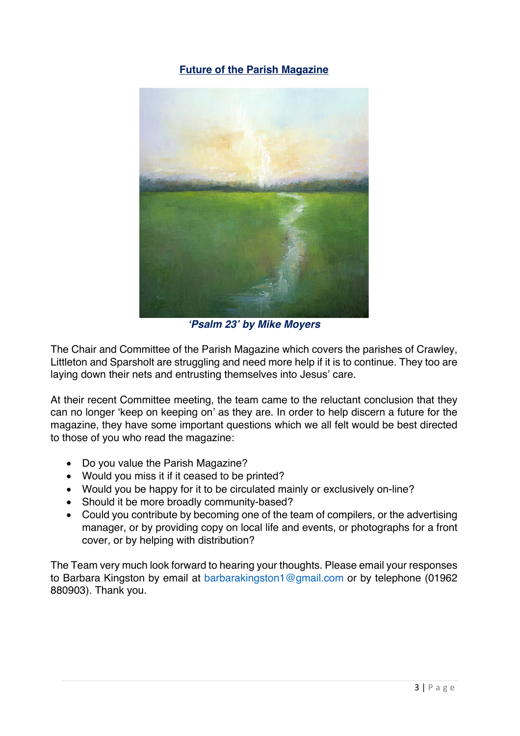## Future of the Parish Magazine

***'Psalm 23' by Mike Moyers***

The Chair and Committee of the Parish Magazine which covers the parishes of Crawley, Littleton and Sparsholt are struggling and need more help if it is to continue. They too are laying down their nets and entrusting themselves into Jesus' care.

At their recent Committee meeting, the team came to the reluctant conclusion that they can no longer 'keep on keeping on' as they are. In order to help discern a future for the magazine, they have some important questions which we all felt would be best directed to those of you who read the magazine:

- Do you value the Parish Magazine?
- Would you miss it if it ceased to be printed?
- Would you be happy for it to be circulated mainly or exclusively on-line?
- Should it be more broadly community-based?
- Could you contribute by becoming one of the team of compilers, or the advertising manager, or by providing copy on local life and events, or photographs for a front cover, or by helping with distribution?

The Team very much look forward to hearing your thoughts. Please email your responses to Barbara Kingston by email at barbarakingston1@gmail.com or by telephone (01962 880903). Thank you.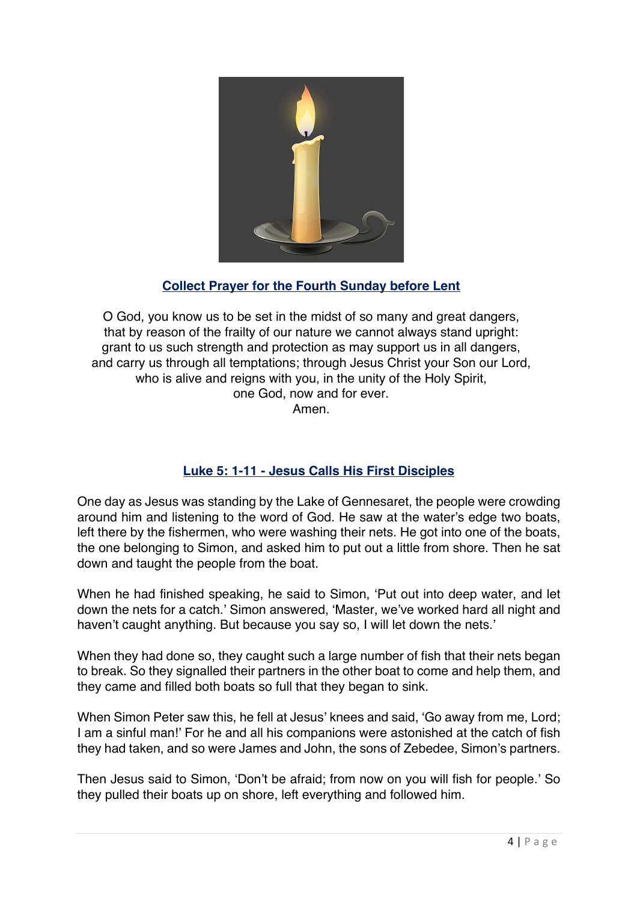## Collect Prayer for the Fourth Sunday before Lent

O God, you know us to be set in the midst of so many and great dangers,
that by reason of the frailty of our nature we cannot always stand upright:
grant to us such strength and protection as may support us in all dangers,
and carry us through all temptations; through Jesus Christ your Son our Lord,
who is alive and reigns with you, in the unity of the Holy Spirit,
one God, now and for ever.
Amen.

## Luke 5: 1-11 - Jesus Calls His First Disciples

One day as Jesus was standing by the Lake of Gennesaret, the people were crowding around him and listening to the word of God. He saw at the water's edge two boats, left there by the fishermen, who were washing their nets. He got into one of the boats, the one belonging to Simon, and asked him to put out a little from shore. Then he sat down and taught the people from the boat.

When he had finished speaking, he said to Simon, 'Put out into deep water, and let down the nets for a catch.' Simon answered, 'Master, we've worked hard all night and haven't caught anything. But because you say so, I will let down the nets.'

When they had done so, they caught such a large number of fish that their nets began to break. So they signalled their partners in the other boat to come and help them, and they came and filled both boats so full that they began to sink.

When Simon Peter saw this, he fell at Jesus' knees and said, 'Go away from me, Lord; I am a sinful man!' For he and all his companions were astonished at the catch of fish they had taken, and so were James and John, the sons of Zebedee, Simon's partners.

Then Jesus said to Simon, 'Don't be afraid; from now on you will fish for people.' So they pulled their boats up on shore, left everything and followed him.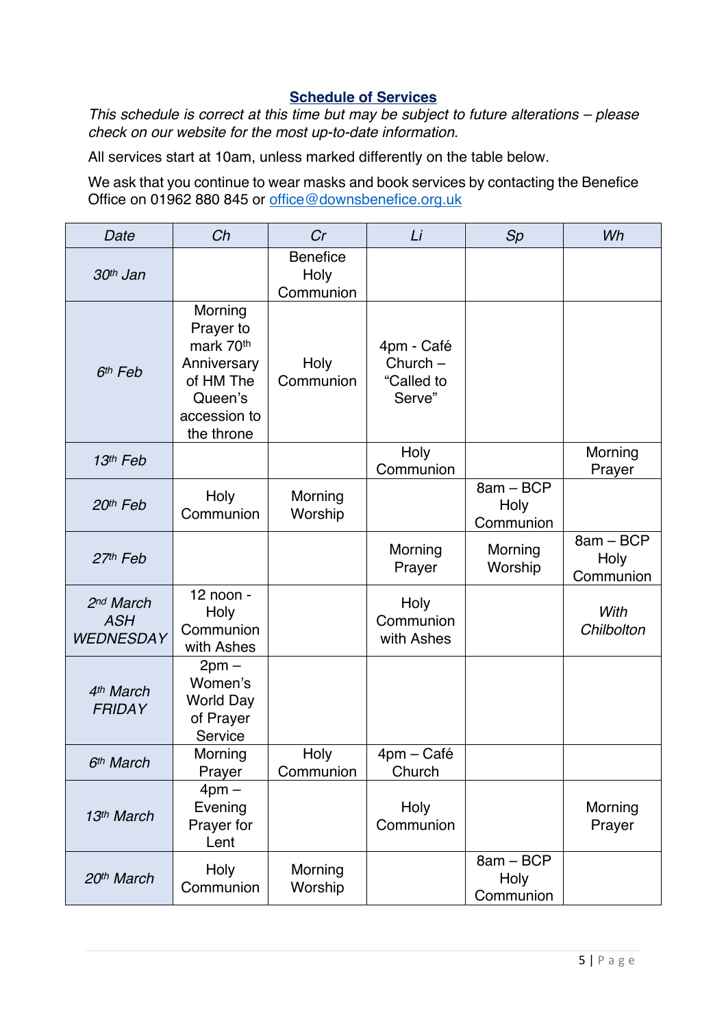## Schedule of Services

*This schedule is correct at this time but may be subject to future alterations – please check on our website for the most up-to-date information.*

All services start at 10am, unless marked differently on the table below.

We ask that you continue to wear masks and book services by contacting the Benefice Office on 01962 880 845 or office@downsbenefice.org.uk

| *Date* | *Ch* | *Cr* | *Li* | *Sp* | *Wh* |
|---|---|---|---|---|---|
| *30th Jan* | | Benefice Holy Communion | | | |
| *6th Feb* | Morning Prayer to mark 70th Anniversary of HM The Queen's accession to the throne | Holy Communion | 4pm - Café Church – "Called to Serve" | | |
| *13th Feb* | | | Holy Communion | | Morning Prayer |
| *20th Feb* | Holy Communion | Morning Worship | | 8am – BCP Holy Communion | |
| *27th Feb* | | | Morning Prayer | Morning Worship | 8am – BCP Holy Communion |
| *2nd March ASH WEDNESDAY* | 12 noon - Holy Communion with Ashes | | Holy Communion with Ashes | | *With Chilbolton* |
| *4th March FRIDAY* | 2pm – Women's World Day of Prayer Service | | | | |
| *6th March* | Morning Prayer | Holy Communion | 4pm – Café Church | | |
| *13th March* | 4pm – Evening Prayer for Lent | | Holy Communion | | Morning Prayer |
| *20th March* | Holy Communion | Morning Worship | | 8am – BCP Holy Communion | |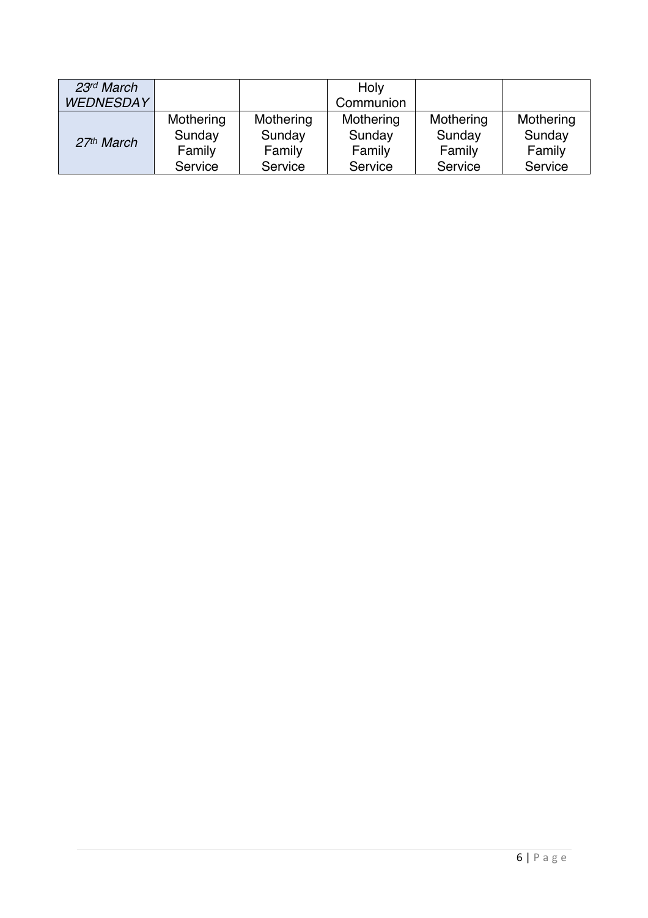| | | | | | |
|---|---|---|---|---|---|
| *23rd March WEDNESDAY* | | | Holy Communion | | |
| *27th March* | Mothering Sunday Family Service | Mothering Sunday Family Service | Mothering Sunday Family Service | Mothering Sunday Family Service | Mothering Sunday Family Service |